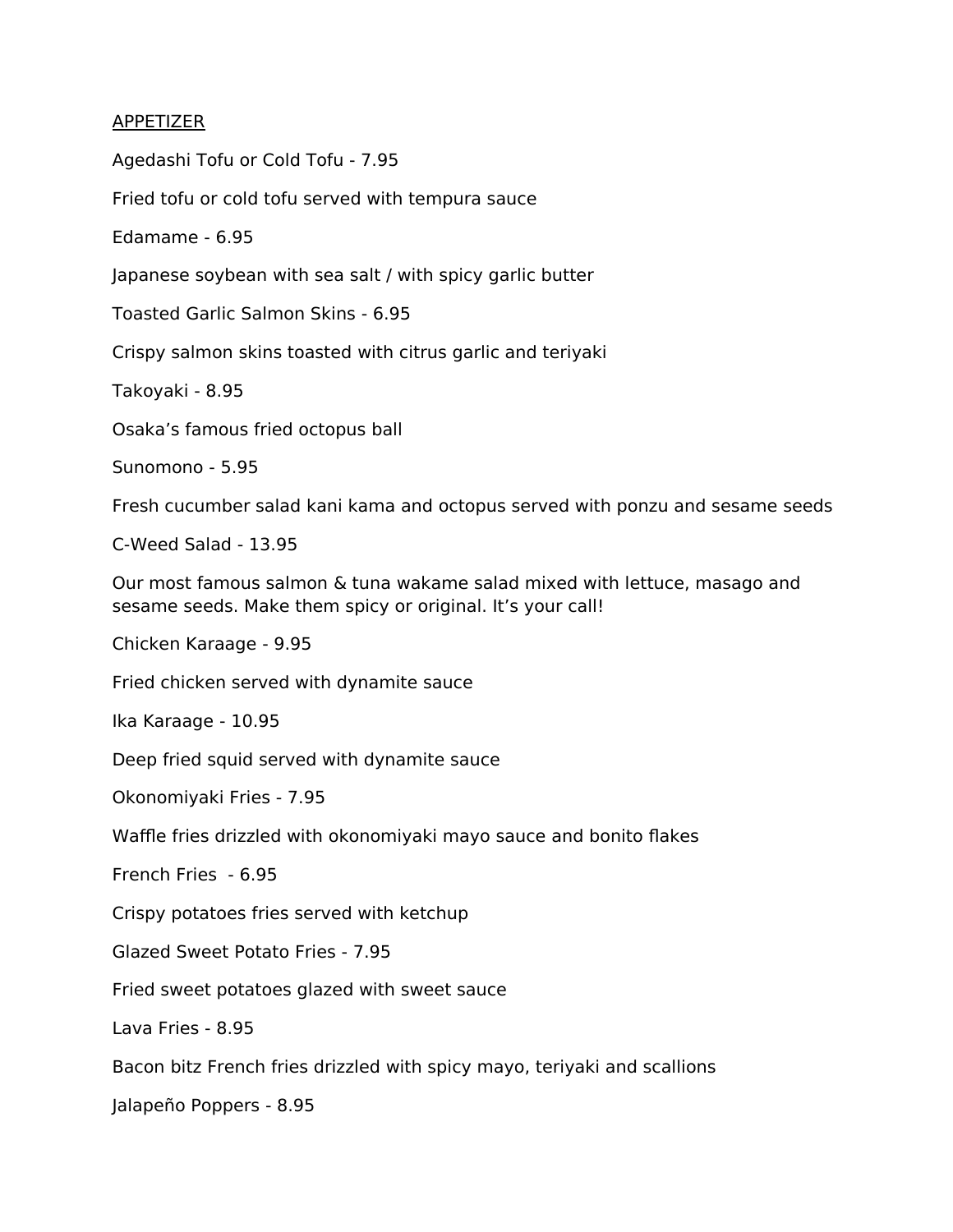## APPETIZER

Agedashi Tofu or Cold Tofu - 7.95

Fried tofu or cold tofu served with tempura sauce

Edamame - 6.95

Japanese soybean with sea salt / with spicy garlic butter

Toasted Garlic Salmon Skins - 6.95

Crispy salmon skins toasted with citrus garlic and teriyaki

Takoyaki - 8.95

Osaka's famous fried octopus ball

Sunomono - 5.95

Fresh cucumber salad kani kama and octopus served with ponzu and sesame seeds

C-Weed Salad - 13.95

Our most famous salmon & tuna wakame salad mixed with lettuce, masago and sesame seeds. Make them spicy or original. It's your call!

Chicken Karaage - 9.95

Fried chicken served with dynamite sauce

Ika Karaage - 10.95

Deep fried squid served with dynamite sauce

Okonomiyaki Fries - 7.95

Waffle fries drizzled with okonomiyaki mayo sauce and bonito flakes

French Fries - 6.95

Crispy potatoes fries served with ketchup

Glazed Sweet Potato Fries - 7.95

Fried sweet potatoes glazed with sweet sauce

Lava Fries - 8.95

Bacon bitz French fries drizzled with spicy mayo, teriyaki and scallions

Jalapeño Poppers - 8.95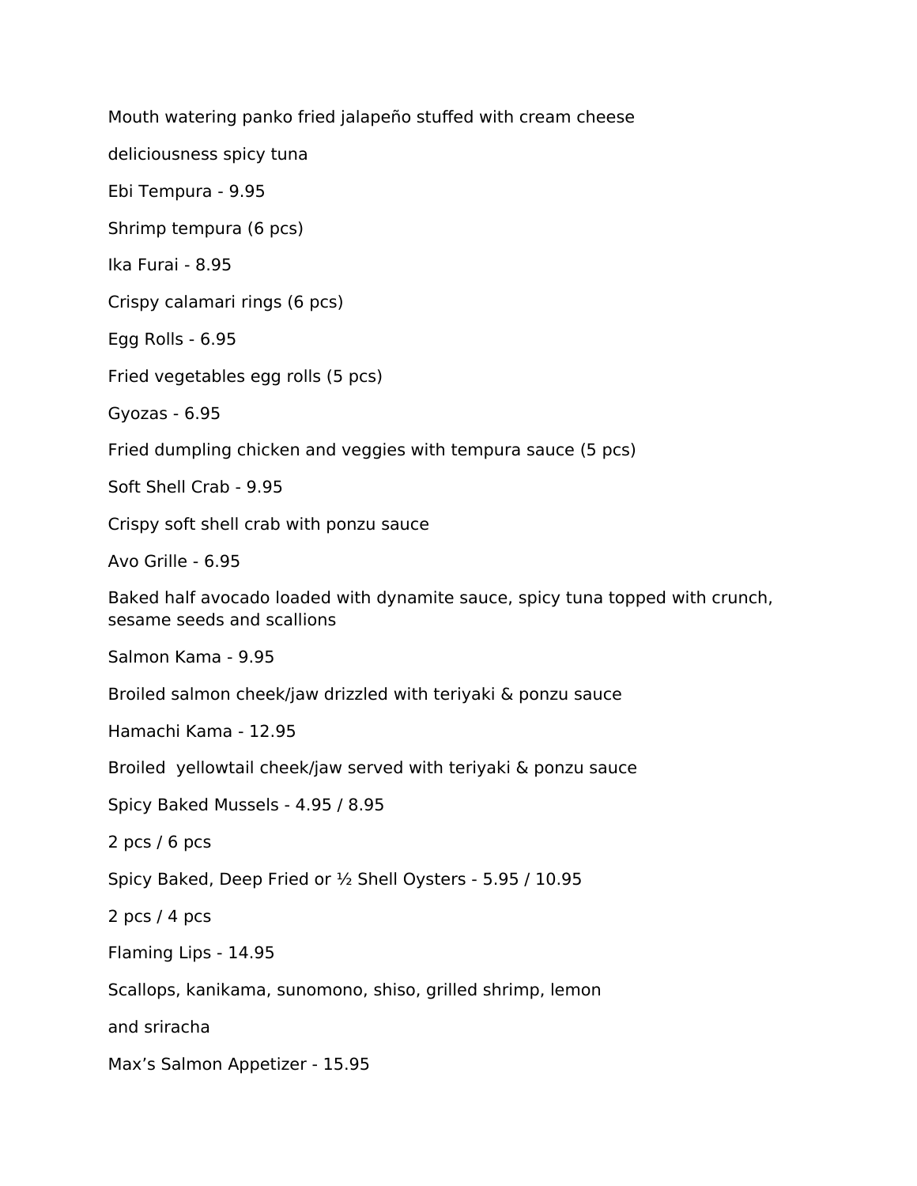Mouth watering panko fried jalapeño stuffed with cream cheese

deliciousness spicy tuna

Ebi Tempura - 9.95

Shrimp tempura (6 pcs)

Ika Furai - 8.95

Crispy calamari rings (6 pcs)

Egg Rolls - 6.95

Fried vegetables egg rolls (5 pcs)

Gyozas - 6.95

Fried dumpling chicken and veggies with tempura sauce (5 pcs)

Soft Shell Crab - 9.95

Crispy soft shell crab with ponzu sauce

Avo Grille - 6.95

Baked half avocado loaded with dynamite sauce, spicy tuna topped with crunch, sesame seeds and scallions

Salmon Kama - 9.95

Broiled salmon cheek/jaw drizzled with teriyaki & ponzu sauce

Hamachi Kama - 12.95

Broiled yellowtail cheek/jaw served with teriyaki & ponzu sauce

Spicy Baked Mussels - 4.95 / 8.95

2 pcs / 6 pcs

Spicy Baked, Deep Fried or ½ Shell Oysters - 5.95 / 10.95

2 pcs / 4 pcs

Flaming Lips - 14.95

Scallops, kanikama, sunomono, shiso, grilled shrimp, lemon

and sriracha

Max's Salmon Appetizer - 15.95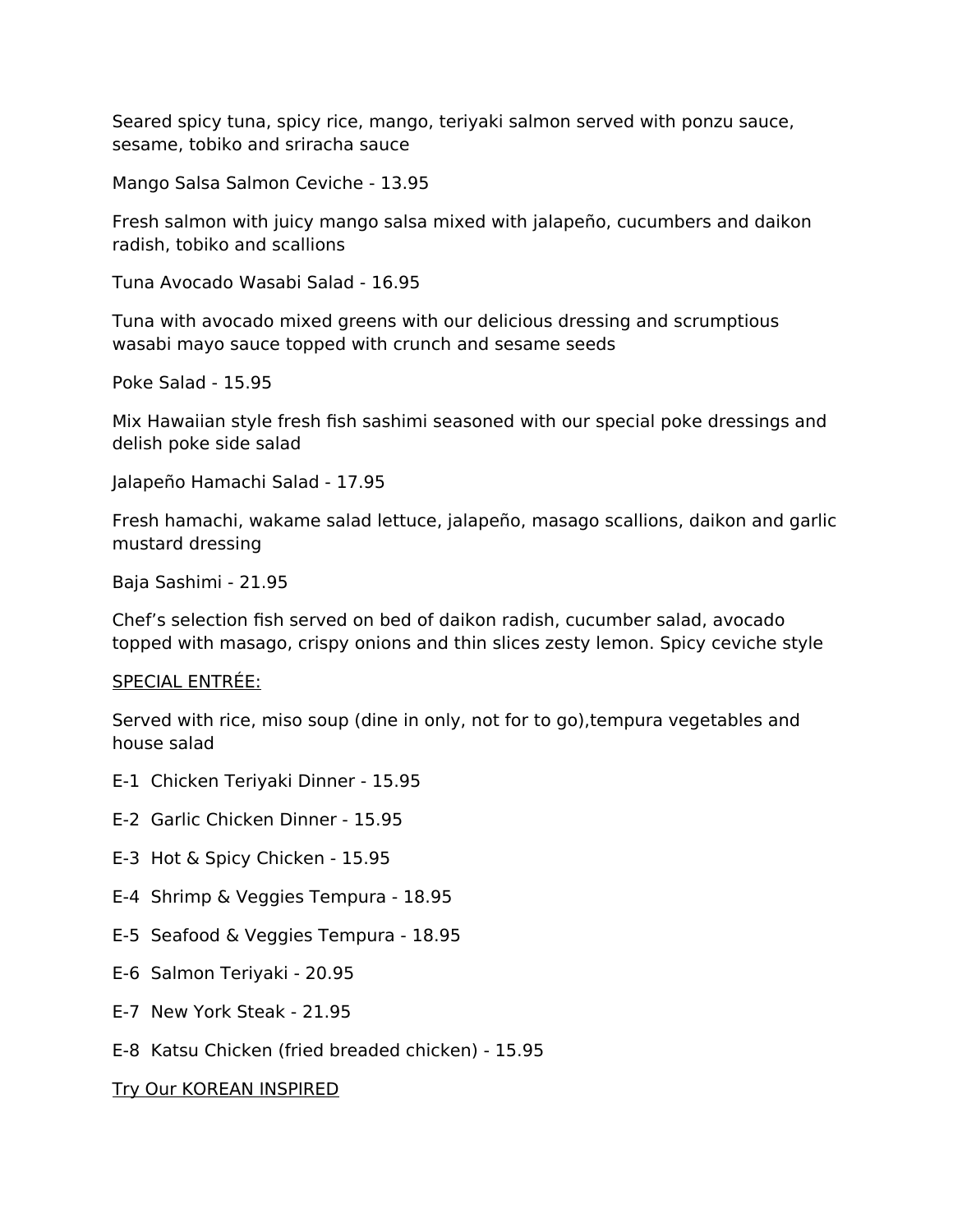Seared spicy tuna, spicy rice, mango, teriyaki salmon served with ponzu sauce, sesame, tobiko and sriracha sauce

Mango Salsa Salmon Ceviche - 13.95

Fresh salmon with juicy mango salsa mixed with jalapeño, cucumbers and daikon radish, tobiko and scallions

Tuna Avocado Wasabi Salad - 16.95

Tuna with avocado mixed greens with our delicious dressing and scrumptious wasabi mayo sauce topped with crunch and sesame seeds

Poke Salad - 15.95

Mix Hawaiian style fresh fish sashimi seasoned with our special poke dressings and delish poke side salad

Jalapeño Hamachi Salad - 17.95

Fresh hamachi, wakame salad lettuce, jalapeño, masago scallions, daikon and garlic mustard dressing

Baja Sashimi - 21.95

Chef's selection fish served on bed of daikon radish, cucumber salad, avocado topped with masago, crispy onions and thin slices zesty lemon. Spicy ceviche style

<u>SPECIAL ENTRÉE:</u>

Served with rice, miso soup (dine in only, not for to go),tempura vegetables and house salad

E-1 Chicken Teriyaki Dinner - 15.95

E-2 Garlic Chicken Dinner - 15.95

E-3 Hot & Spicy Chicken - 15.95

E-4 Shrimp & Veggies Tempura - 18.95

E-5 Seafood & Veggies Tempura - 18.95

E-6 Salmon Teriyaki - 20.95

E-7 New York Steak - 21.95

E-8 Katsu Chicken (fried breaded chicken) - 15.95

<u>Try Our KOREAN INSPIRED</u>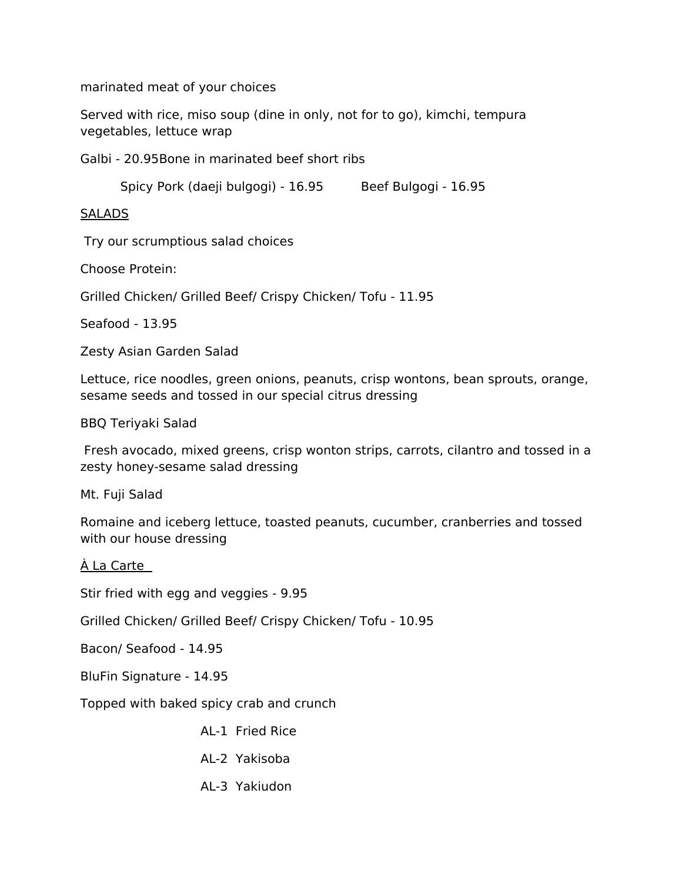marinated meat of your choices

Served with rice, miso soup (dine in only, not for to go), kimchi, tempura vegetables, lettuce wrap

Galbi - 20.95Bone in marinated beef short ribs

Spicy Pork (daeji bulgogi) - 16.95 Beef Bulgogi - 16.95

<u>SALADS</u>

Try our scrumptious salad choices

Choose Protein:

Grilled Chicken/ Grilled Beef/ Crispy Chicken/ Tofu - 11.95

Seafood - 13.95

Zesty Asian Garden Salad

Lettuce, rice noodles, green onions, peanuts, crisp wontons, bean sprouts, orange, sesame seeds and tossed in our special citrus dressing

BBQ Teriyaki Salad

Fresh avocado, mixed greens, crisp wonton strips, carrots, cilantro and tossed in a zesty honey-sesame salad dressing

Mt. Fuji Salad

Romaine and iceberg lettuce, toasted peanuts, cucumber, cranberries and tossed with our house dressing

<u>À La Carte</u>

Stir fried with egg and veggies - 9.95

Grilled Chicken/ Grilled Beef/ Crispy Chicken/ Tofu - 10.95

Bacon/ Seafood - 14.95

BluFin Signature - 14.95

Topped with baked spicy crab and crunch

AL-1 Fried Rice

AL-2 Yakisoba

AL-3 Yakiudon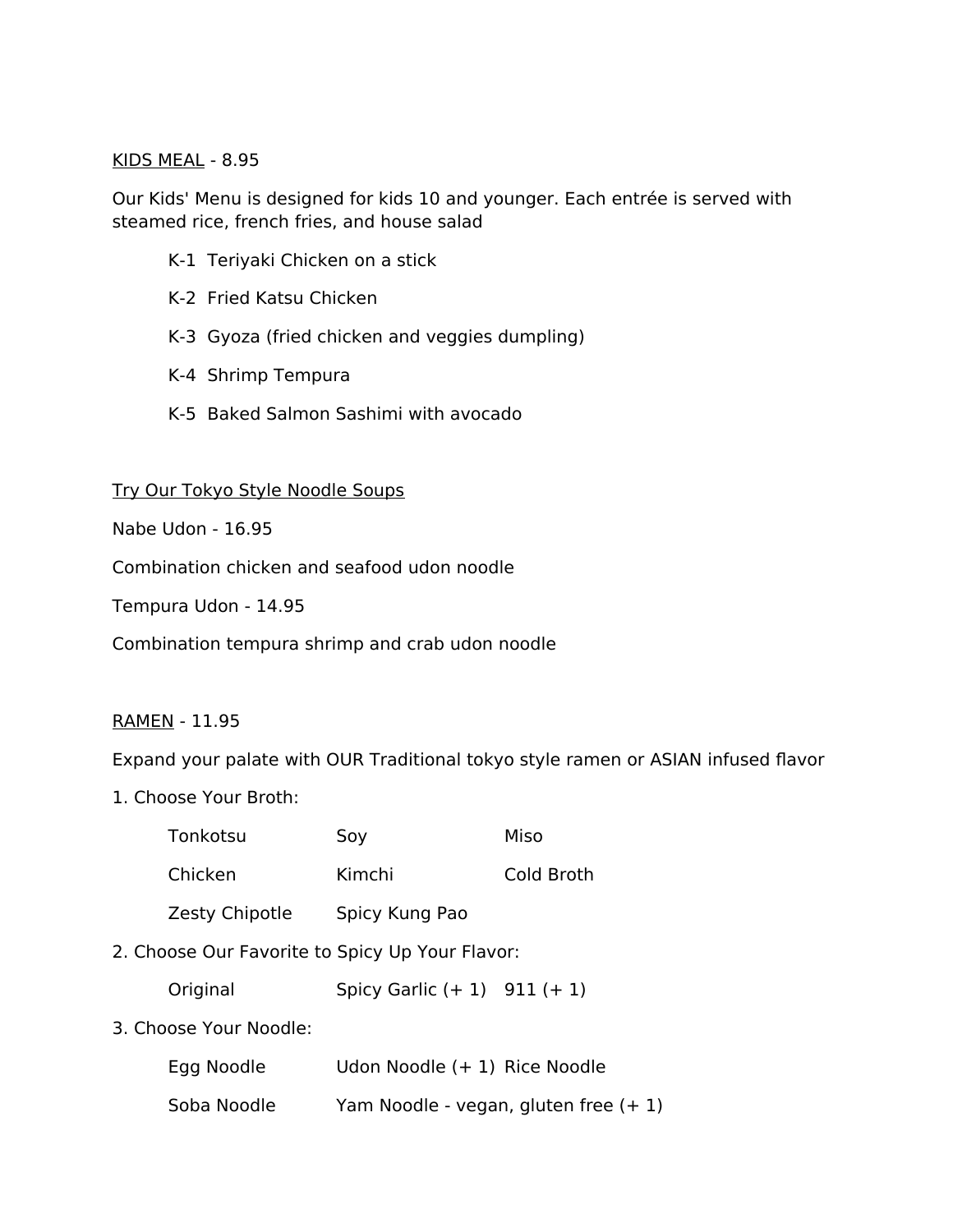<u>KIDS MEAL</u> - 8.95

Our Kids' Menu is designed for kids 10 and younger. Each entrée is served with steamed rice, french fries, and house salad

- K-1 Teriyaki Chicken on a stick
- K-2 Fried Katsu Chicken
- K-3 Gyoza (fried chicken and veggies dumpling)
- K-4 Shrimp Tempura
- K-5 Baked Salmon Sashimi with avocado

<u>Try Our Tokyo Style Noodle Soups</u>

Nabe Udon - 16.95

Combination chicken and seafood udon noodle

Tempura Udon - 14.95

Combination tempura shrimp and crab udon noodle

<u>RAMEN</u> - 11.95

Expand your palate with OUR Traditional tokyo style ramen or ASIAN infused flavor

1. Choose Your Broth:

| | | |
|---|---|---|
| Tonkotsu | Soy | Miso |
| Chicken | Kimchi | Cold Broth |
| Zesty Chipotle | Spicy Kung Pao | |

2. Choose Our Favorite to Spicy Up Your Flavor:

| | | |
|---|---|---|
| Original | Spicy Garlic (+ 1) | 911 (+ 1) |

3. Choose Your Noodle:

| | | |
|---|---|---|
| Egg Noodle | Udon Noodle (+ 1) | Rice Noodle |
| Soba Noodle | Yam Noodle - vegan, gluten free (+ 1) | |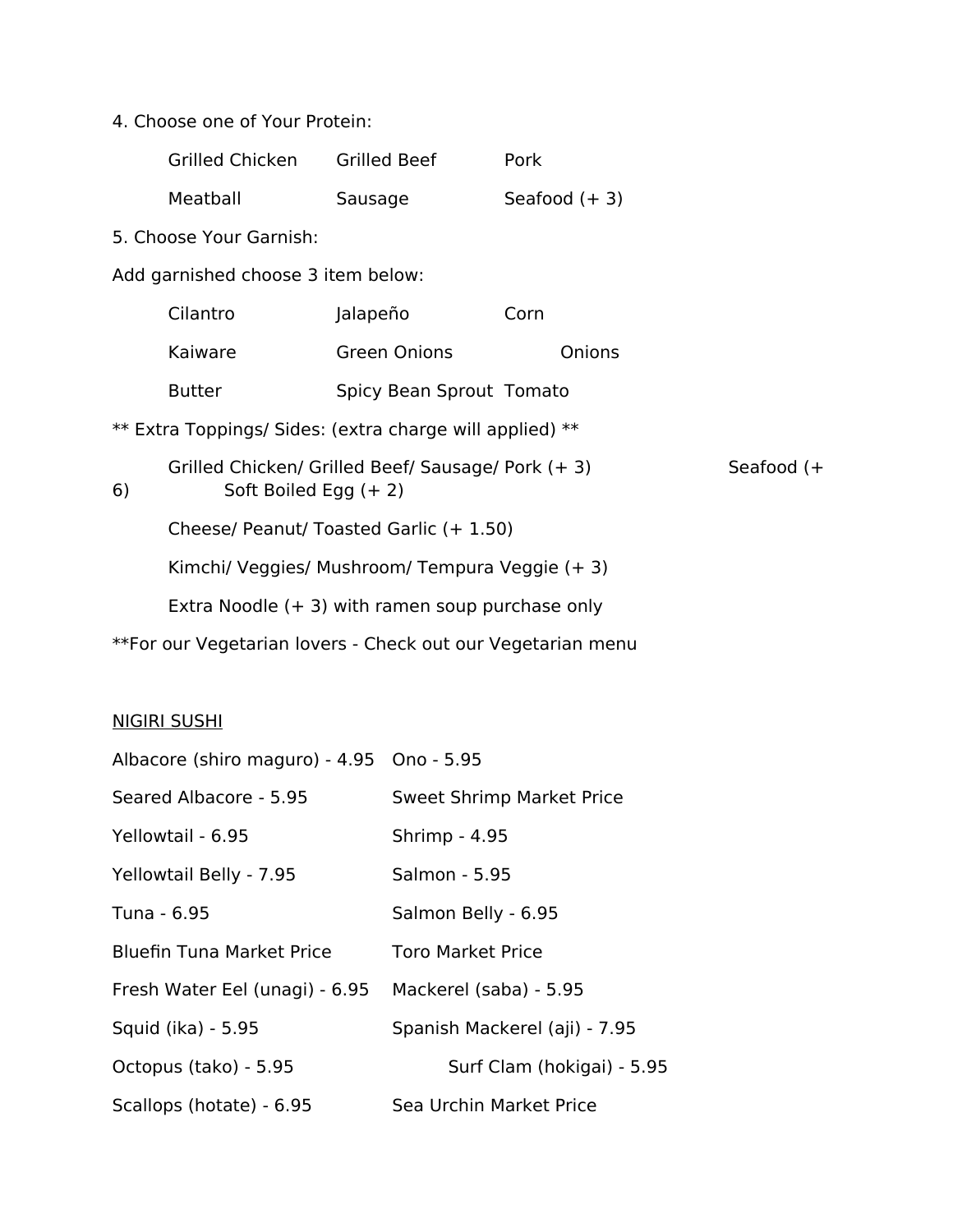4. Choose one of Your Protein:

| | | |
|---|---|---|
| Grilled Chicken | Grilled Beef | Pork |
| Meatball | Sausage | Seafood (+ 3) |

5. Choose Your Garnish:

Add garnished choose 3 item below:

| | | |
|---|---|---|
| Cilantro | Jalapeño | Corn |
| Kaiware | Green Onions | Onions |
| Butter | Spicy Bean Sprout | Tomato |

** Extra Toppings/ Sides: (extra charge will applied) **

Grilled Chicken/ Grilled Beef/ Sausage/ Pork (+ 3) Seafood (+ 6) Soft Boiled Egg (+ 2)

Cheese/ Peanut/ Toasted Garlic (+ 1.50)

Kimchi/ Veggies/ Mushroom/ Tempura Veggie (+ 3)

Extra Noodle (+ 3) with ramen soup purchase only

**For our Vegetarian lovers - Check out our Vegetarian menu

NIGIRI SUSHI

| | |
|---|---|
| Albacore (shiro maguro) - 4.95 | Ono - 5.95 |
| Seared Albacore - 5.95 | Sweet Shrimp Market Price |
| Yellowtail - 6.95 | Shrimp - 4.95 |
| Yellowtail Belly - 7.95 | Salmon - 5.95 |
| Tuna - 6.95 | Salmon Belly - 6.95 |
| Bluefin Tuna Market Price | Toro Market Price |
| Fresh Water Eel (unagi) - 6.95 | Mackerel (saba) - 5.95 |
| Squid (ika) - 5.95 | Spanish Mackerel (aji) - 7.95 |
| Octopus (tako) - 5.95 | Surf Clam (hokigai) - 5.95 |
| Scallops (hotate) - 6.95 | Sea Urchin Market Price |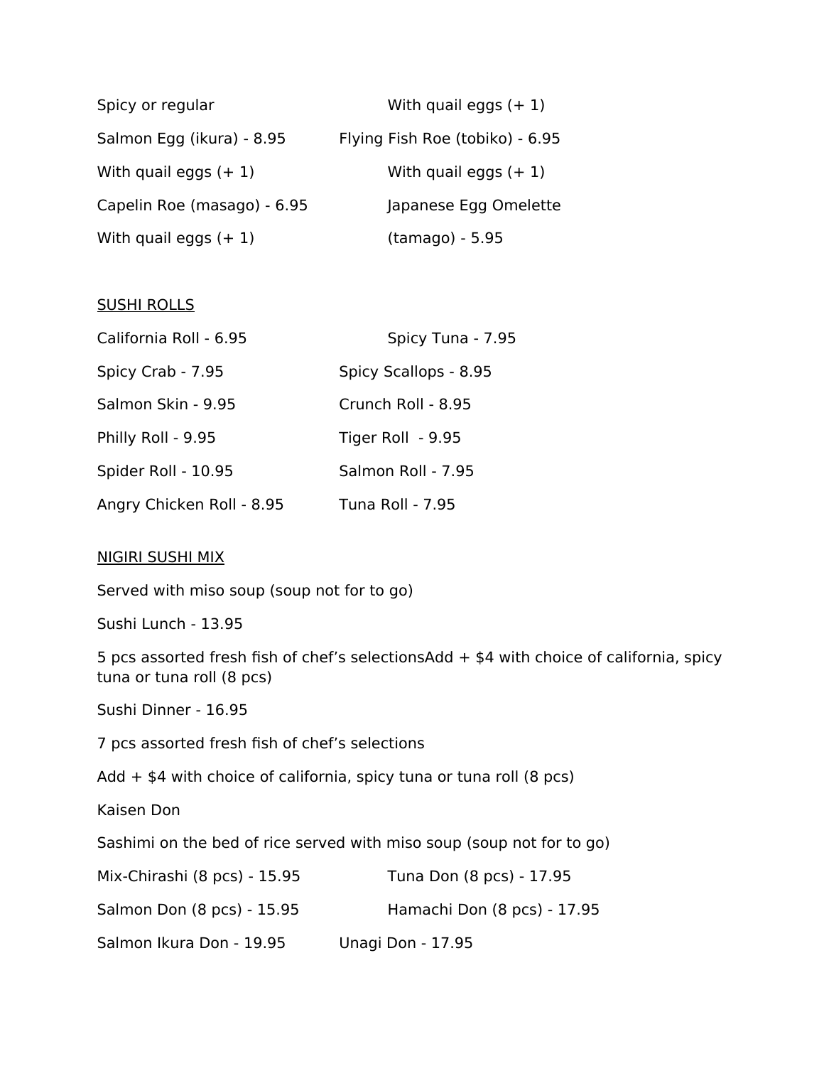Spicy or regular

With quail eggs (+ 1)

Salmon Egg (ikura) - 8.95

Flying Fish Roe (tobiko) - 6.95

With quail eggs (+ 1)

With quail eggs (+ 1)

Capelin Roe (masago) - 6.95

Japanese Egg Omelette

With quail eggs (+ 1)

(tamago) - 5.95

## SUSHI ROLLS

California Roll - 6.95

Spicy Tuna - 7.95

Spicy Crab - 7.95

Spicy Scallops - 8.95

Salmon Skin - 9.95

Crunch Roll - 8.95

Philly Roll - 9.95

Tiger Roll - 9.95

Spider Roll - 10.95

Salmon Roll - 7.95

Angry Chicken Roll - 8.95

Tuna Roll - 7.95

## NIGIRI SUSHI MIX

Served with miso soup (soup not for to go)

Sushi Lunch - 13.95

5 pcs assorted fresh fish of chef's selectionsAdd + $4 with choice of california, spicy tuna or tuna roll (8 pcs)

Sushi Dinner - 16.95

7 pcs assorted fresh fish of chef's selections

Add + $4 with choice of california, spicy tuna or tuna roll (8 pcs)

Kaisen Don

Sashimi on the bed of rice served with miso soup (soup not for to go)

Mix-Chirashi (8 pcs) - 15.95

Tuna Don (8 pcs) - 17.95

Salmon Don (8 pcs) - 15.95

Hamachi Don (8 pcs) - 17.95

Salmon Ikura Don - 19.95

Unagi Don - 17.95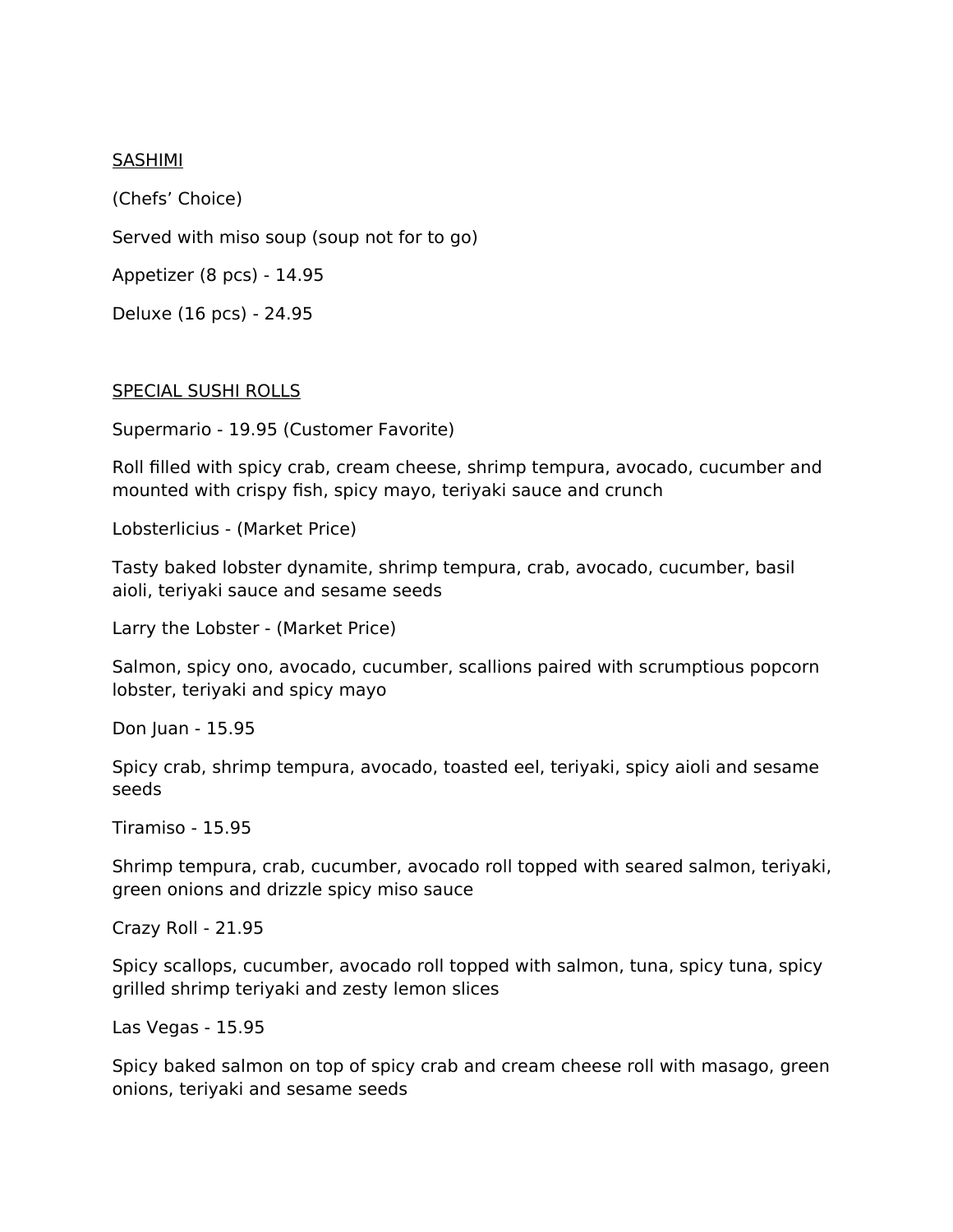SASHIMI

(Chefs' Choice)

Served with miso soup (soup not for to go)

Appetizer (8 pcs) - 14.95

Deluxe (16 pcs) - 24.95

SPECIAL SUSHI ROLLS

Supermario - 19.95 (Customer Favorite)

Roll filled with spicy crab, cream cheese, shrimp tempura, avocado, cucumber and mounted with crispy fish, spicy mayo, teriyaki sauce and crunch

Lobsterlicius - (Market Price)

Tasty baked lobster dynamite, shrimp tempura, crab, avocado, cucumber, basil aioli, teriyaki sauce and sesame seeds

Larry the Lobster - (Market Price)

Salmon, spicy ono, avocado, cucumber, scallions paired with scrumptious popcorn lobster, teriyaki and spicy mayo

Don Juan - 15.95

Spicy crab, shrimp tempura, avocado, toasted eel, teriyaki, spicy aioli and sesame seeds

Tiramiso - 15.95

Shrimp tempura, crab, cucumber, avocado roll topped with seared salmon, teriyaki, green onions and drizzle spicy miso sauce

Crazy Roll - 21.95

Spicy scallops, cucumber, avocado roll topped with salmon, tuna, spicy tuna, spicy grilled shrimp teriyaki and zesty lemon slices

Las Vegas - 15.95

Spicy baked salmon on top of spicy crab and cream cheese roll with masago, green onions, teriyaki and sesame seeds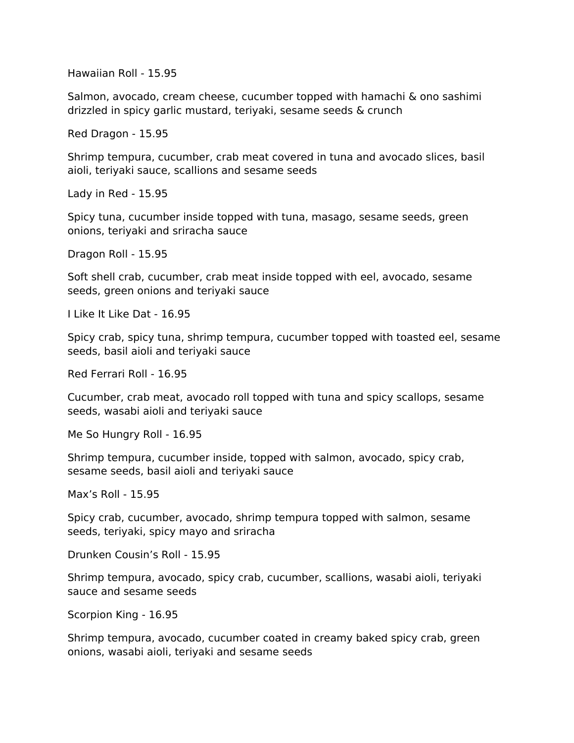Hawaiian Roll - 15.95

Salmon, avocado, cream cheese, cucumber topped with hamachi & ono sashimi drizzled in spicy garlic mustard, teriyaki, sesame seeds & crunch

Red Dragon - 15.95

Shrimp tempura, cucumber, crab meat covered in tuna and avocado slices, basil aioli, teriyaki sauce, scallions and sesame seeds

Lady in Red - 15.95

Spicy tuna, cucumber inside topped with tuna, masago, sesame seeds, green onions, teriyaki and sriracha sauce

Dragon Roll - 15.95

Soft shell crab, cucumber, crab meat inside topped with eel, avocado, sesame seeds, green onions and teriyaki sauce

I Like It Like Dat - 16.95

Spicy crab, spicy tuna, shrimp tempura, cucumber topped with toasted eel, sesame seeds, basil aioli and teriyaki sauce

Red Ferrari Roll - 16.95

Cucumber, crab meat, avocado roll topped with tuna and spicy scallops, sesame seeds, wasabi aioli and teriyaki sauce

Me So Hungry Roll - 16.95

Shrimp tempura, cucumber inside, topped with salmon, avocado, spicy crab, sesame seeds, basil aioli and teriyaki sauce

Max’s Roll - 15.95

Spicy crab, cucumber, avocado, shrimp tempura topped with salmon, sesame seeds, teriyaki, spicy mayo and sriracha

Drunken Cousin’s Roll - 15.95

Shrimp tempura, avocado, spicy crab, cucumber, scallions, wasabi aioli, teriyaki sauce and sesame seeds

Scorpion King - 16.95

Shrimp tempura, avocado, cucumber coated in creamy baked spicy crab, green onions, wasabi aioli, teriyaki and sesame seeds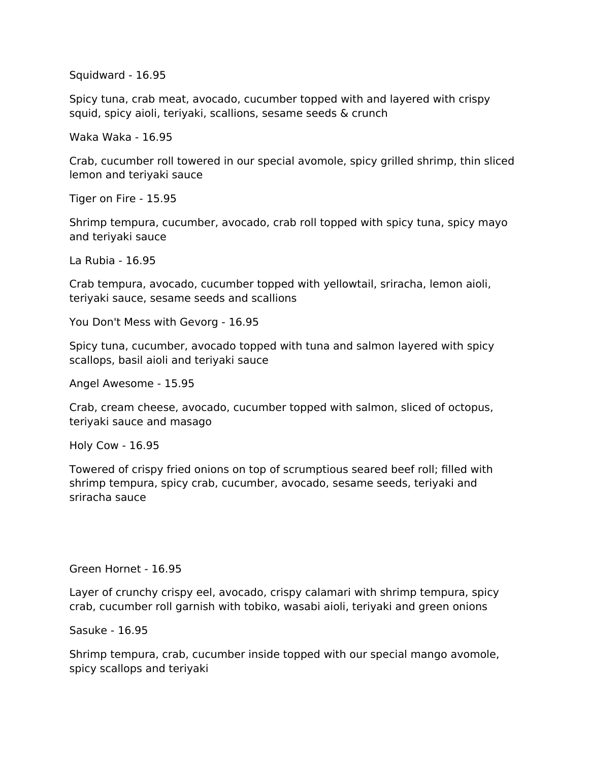Squidward - 16.95

Spicy tuna, crab meat, avocado, cucumber topped with and layered with crispy squid, spicy aioli, teriyaki, scallions, sesame seeds & crunch

Waka Waka - 16.95

Crab, cucumber roll towered in our special avomole, spicy grilled shrimp, thin sliced lemon and teriyaki sauce

Tiger on Fire - 15.95

Shrimp tempura, cucumber, avocado, crab roll topped with spicy tuna, spicy mayo and teriyaki sauce

La Rubia - 16.95

Crab tempura, avocado, cucumber topped with yellowtail, sriracha, lemon aioli, teriyaki sauce, sesame seeds and scallions

You Don't Mess with Gevorg - 16.95

Spicy tuna, cucumber, avocado topped with tuna and salmon layered with spicy scallops, basil aioli and teriyaki sauce

Angel Awesome - 15.95

Crab, cream cheese, avocado, cucumber topped with salmon, sliced of octopus, teriyaki sauce and masago

Holy Cow - 16.95

Towered of crispy fried onions on top of scrumptious seared beef roll; filled with shrimp tempura, spicy crab, cucumber, avocado, sesame seeds, teriyaki and sriracha sauce

Green Hornet - 16.95

Layer of crunchy crispy eel, avocado, crispy calamari with shrimp tempura, spicy crab, cucumber roll garnish with tobiko, wasabi aioli, teriyaki and green onions

Sasuke - 16.95

Shrimp tempura, crab, cucumber inside topped with our special mango avomole, spicy scallops and teriyaki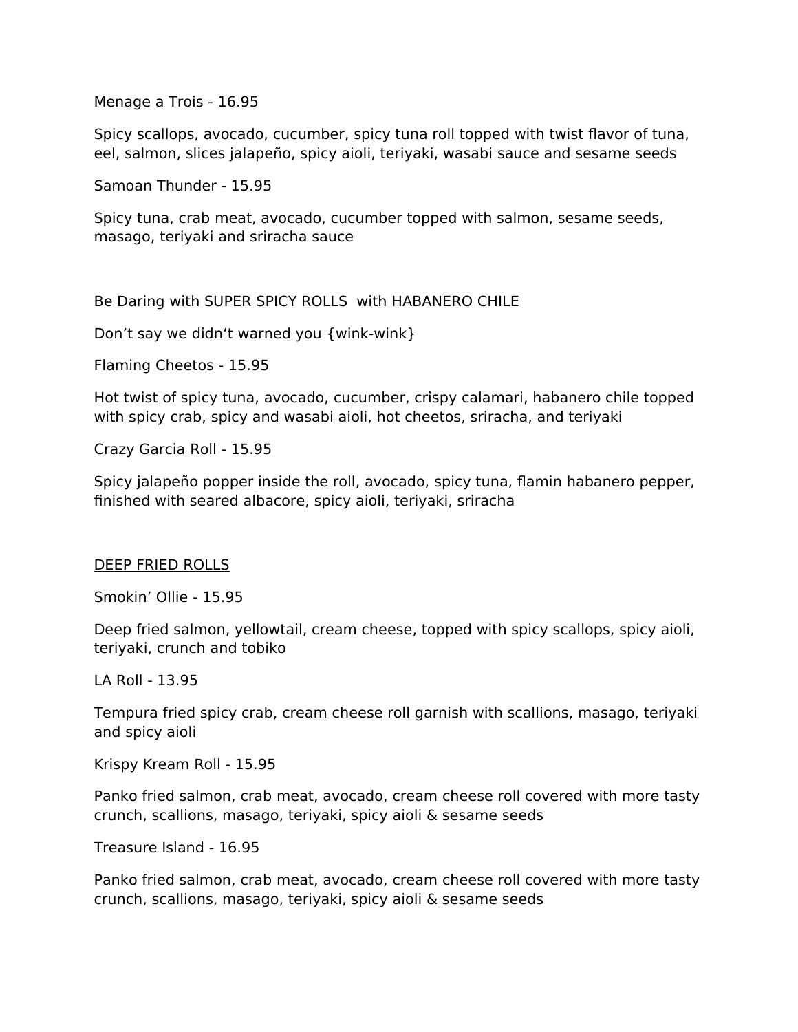Menage a Trois - 16.95

Spicy scallops, avocado, cucumber, spicy tuna roll topped with twist flavor of tuna, eel, salmon, slices jalapeño, spicy aioli, teriyaki, wasabi sauce and sesame seeds

Samoan Thunder - 15.95

Spicy tuna, crab meat, avocado, cucumber topped with salmon, sesame seeds, masago, teriyaki and sriracha sauce

Be Daring with SUPER SPICY ROLLS  with HABANERO CHILE

Don't say we didn't warned you {wink-wink}

Flaming Cheetos - 15.95

Hot twist of spicy tuna, avocado, cucumber, crispy calamari, habanero chile topped with spicy crab, spicy and wasabi aioli, hot cheetos, sriracha, and teriyaki

Crazy Garcia Roll - 15.95

Spicy jalapeño popper inside the roll, avocado, spicy tuna, flamin habanero pepper, finished with seared albacore, spicy aioli, teriyaki, sriracha

<u>DEEP FRIED ROLLS</u>

Smokin' Ollie - 15.95

Deep fried salmon, yellowtail, cream cheese, topped with spicy scallops, spicy aioli, teriyaki, crunch and tobiko

LA Roll - 13.95

Tempura fried spicy crab, cream cheese roll garnish with scallions, masago, teriyaki and spicy aioli

Krispy Kream Roll - 15.95

Panko fried salmon, crab meat, avocado, cream cheese roll covered with more tasty crunch, scallions, masago, teriyaki, spicy aioli & sesame seeds

Treasure Island - 16.95

Panko fried salmon, crab meat, avocado, cream cheese roll covered with more tasty crunch, scallions, masago, teriyaki, spicy aioli & sesame seeds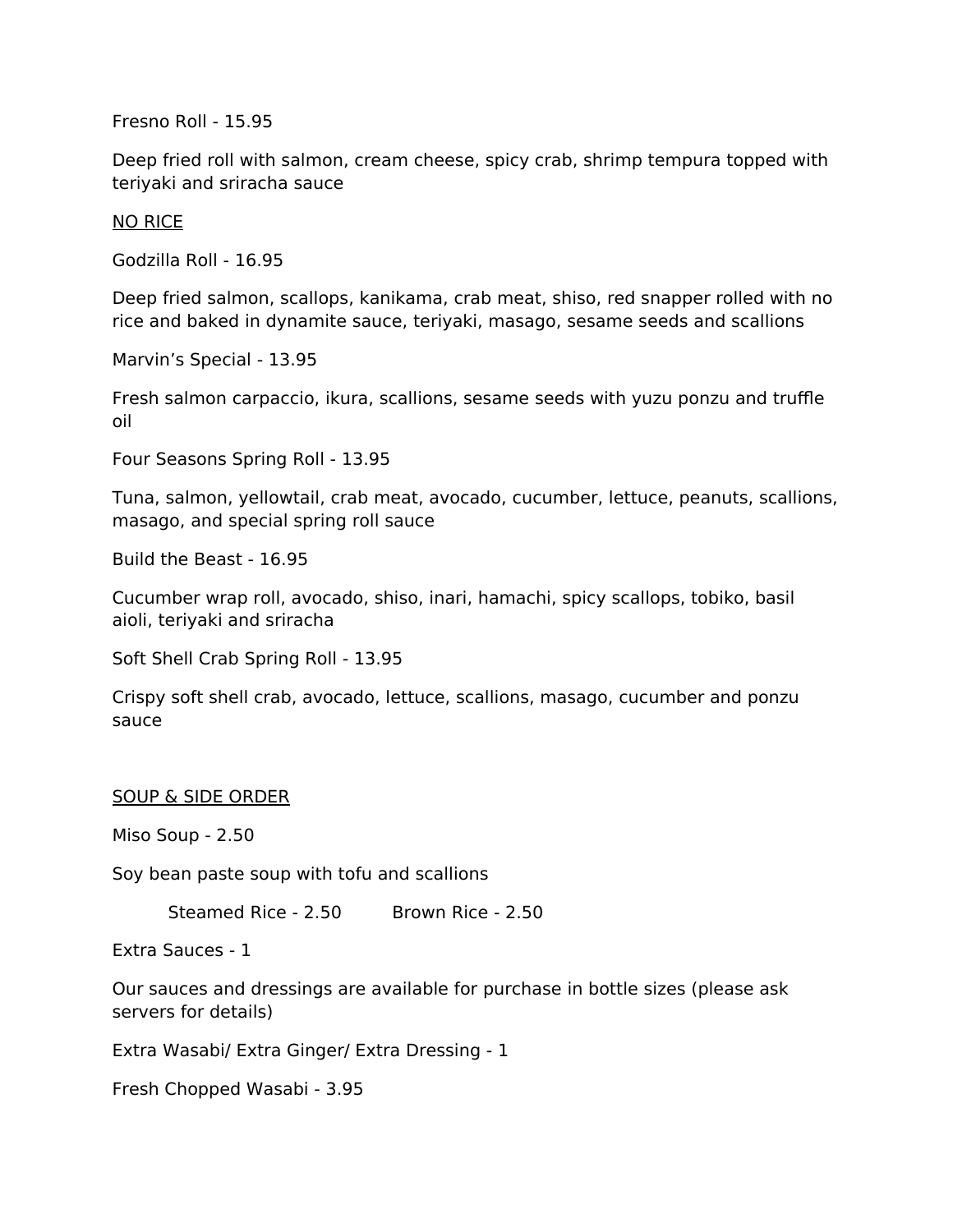Fresno Roll - 15.95

Deep fried roll with salmon, cream cheese, spicy crab, shrimp tempura topped with teriyaki and sriracha sauce

## NO RICE

Godzilla Roll - 16.95

Deep fried salmon, scallops, kanikama, crab meat, shiso, red snapper rolled with no rice and baked in dynamite sauce, teriyaki, masago, sesame seeds and scallions

Marvin's Special - 13.95

Fresh salmon carpaccio, ikura, scallions, sesame seeds with yuzu ponzu and truffle oil

Four Seasons Spring Roll - 13.95

Tuna, salmon, yellowtail, crab meat, avocado, cucumber, lettuce, peanuts, scallions, masago, and special spring roll sauce

Build the Beast - 16.95

Cucumber wrap roll, avocado, shiso, inari, hamachi, spicy scallops, tobiko, basil aioli, teriyaki and sriracha

Soft Shell Crab Spring Roll - 13.95

Crispy soft shell crab, avocado, lettuce, scallions, masago, cucumber and ponzu sauce

## SOUP & SIDE ORDER

Miso Soup - 2.50

Soy bean paste soup with tofu and scallions

Steamed Rice - 2.50 Brown Rice - 2.50

Extra Sauces - 1

Our sauces and dressings are available for purchase in bottle sizes (please ask servers for details)

Extra Wasabi/ Extra Ginger/ Extra Dressing - 1

Fresh Chopped Wasabi - 3.95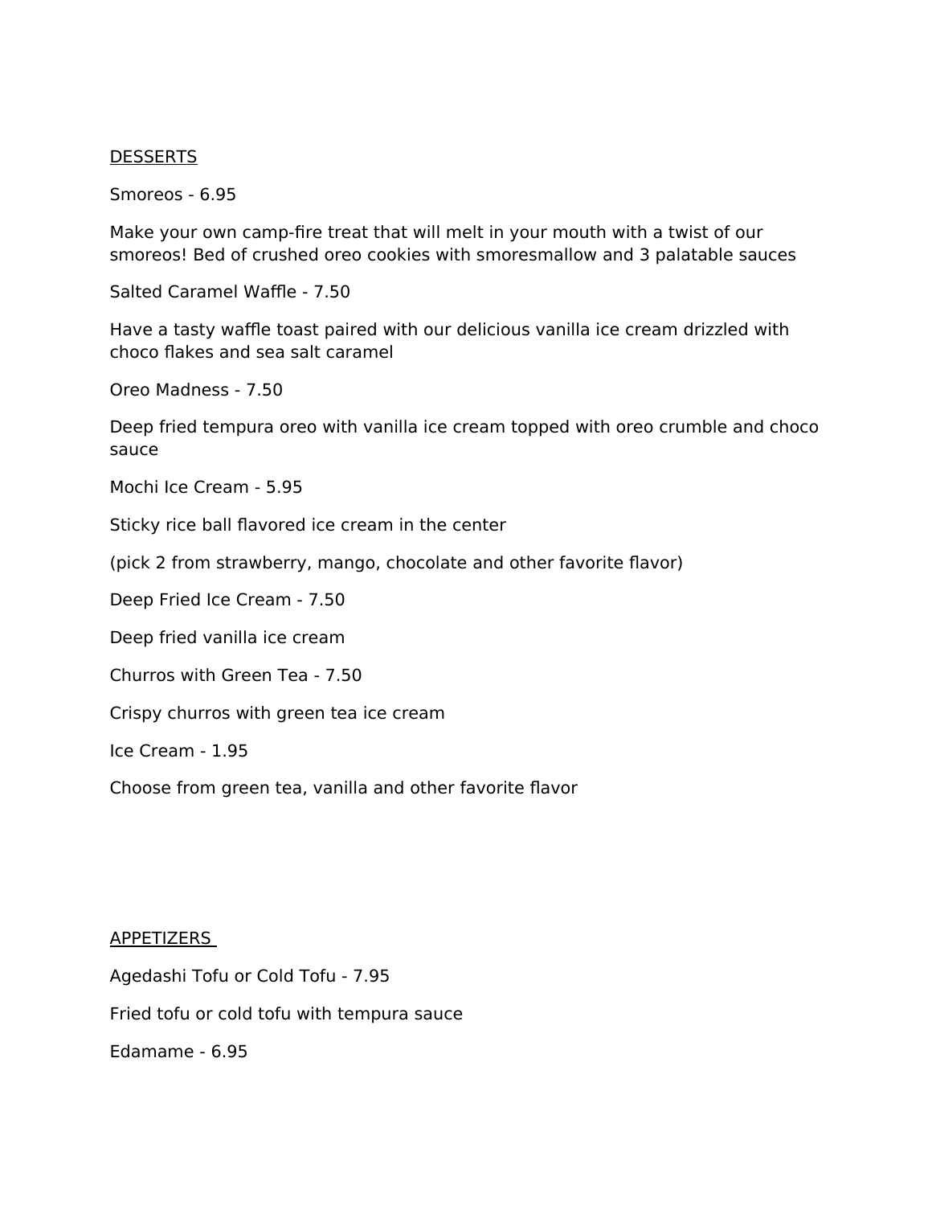## DESSERTS

Smoreos - 6.95

Make your own camp-fire treat that will melt in your mouth with a twist of our smoreos! Bed of crushed oreo cookies with smoresmallow and 3 palatable sauces

Salted Caramel Waffle - 7.50

Have a tasty waffle toast paired with our delicious vanilla ice cream drizzled with choco flakes and sea salt caramel

Oreo Madness - 7.50

Deep fried tempura oreo with vanilla ice cream topped with oreo crumble and choco sauce

Mochi Ice Cream - 5.95

Sticky rice ball flavored ice cream in the center

(pick 2 from strawberry, mango, chocolate and other favorite flavor)

Deep Fried Ice Cream - 7.50

Deep fried vanilla ice cream

Churros with Green Tea - 7.50

Crispy churros with green tea ice cream

Ice Cream - 1.95

Choose from green tea, vanilla and other favorite flavor

## APPETIZERS

Agedashi Tofu or Cold Tofu - 7.95

Fried tofu or cold tofu with tempura sauce

Edamame - 6.95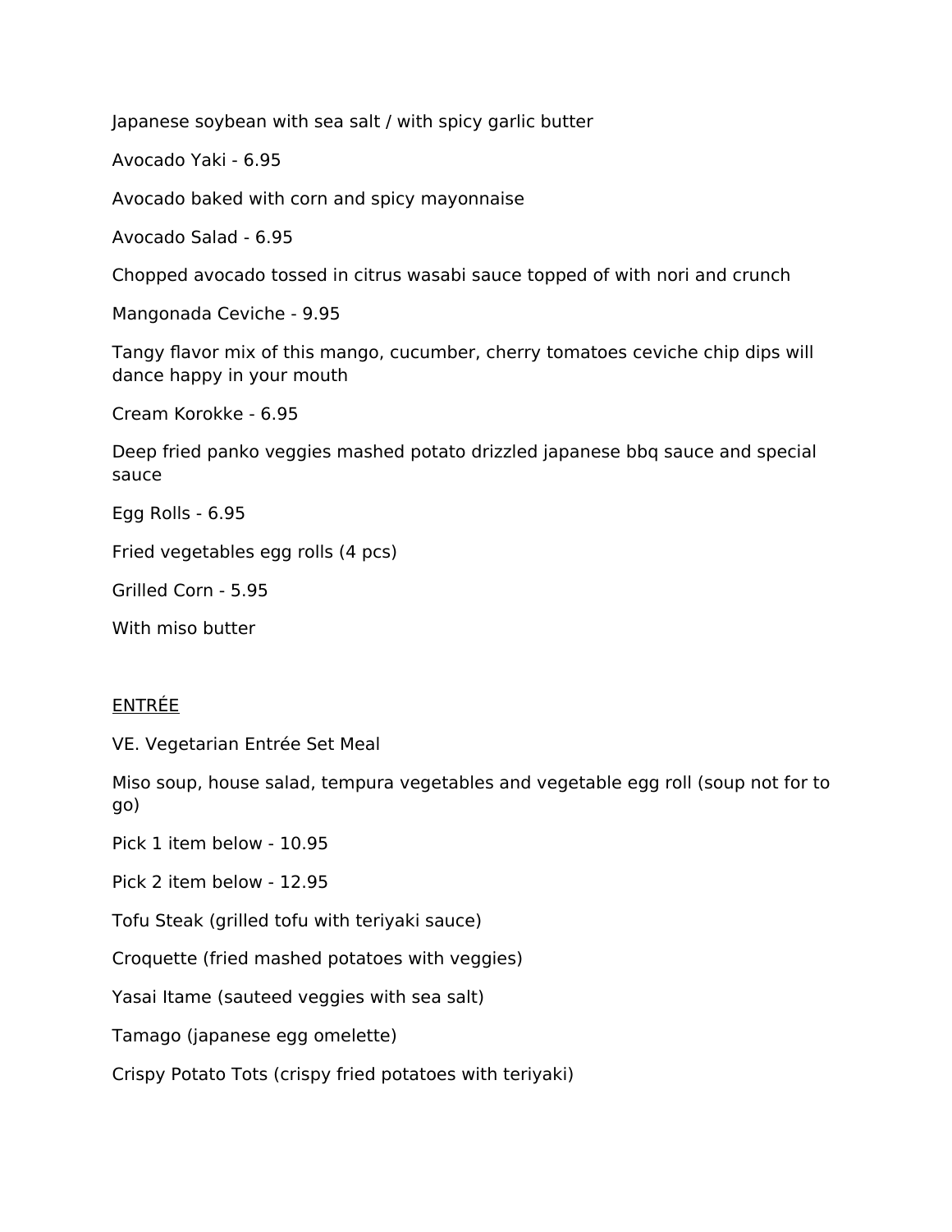Japanese soybean with sea salt / with spicy garlic butter

Avocado Yaki - 6.95

Avocado baked with corn and spicy mayonnaise

Avocado Salad - 6.95

Chopped avocado tossed in citrus wasabi sauce topped of with nori and crunch

Mangonada Ceviche - 9.95

Tangy flavor mix of this mango, cucumber, cherry tomatoes ceviche chip dips will dance happy in your mouth

Cream Korokke - 6.95

Deep fried panko veggies mashed potato drizzled japanese bbq sauce and special sauce

Egg Rolls - 6.95

Fried vegetables egg rolls (4 pcs)

Grilled Corn - 5.95

With miso butter

<u>ENTRÉE</u>

VE. Vegetarian Entrée Set Meal

Miso soup, house salad, tempura vegetables and vegetable egg roll (soup not for to go)

Pick 1 item below - 10.95

Pick 2 item below - 12.95

Tofu Steak (grilled tofu with teriyaki sauce)

Croquette (fried mashed potatoes with veggies)

Yasai Itame (sauteed veggies with sea salt)

Tamago (japanese egg omelette)

Crispy Potato Tots (crispy fried potatoes with teriyaki)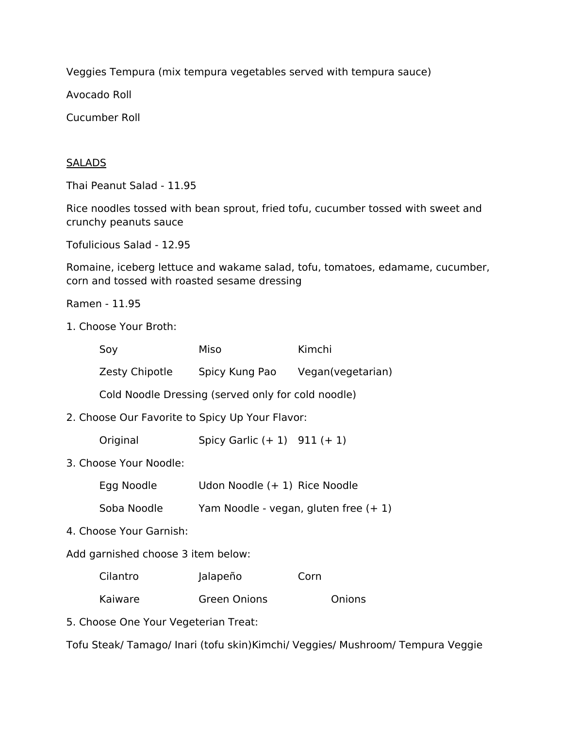Veggies Tempura (mix tempura vegetables served with tempura sauce)

Avocado Roll

Cucumber Roll

<u>SALADS</u>

Thai Peanut Salad - 11.95

Rice noodles tossed with bean sprout, fried tofu, cucumber tossed with sweet and crunchy peanuts sauce

Tofulicious Salad - 12.95

Romaine, iceberg lettuce and wakame salad, tofu, tomatoes, edamame, cucumber, corn and tossed with roasted sesame dressing

Ramen - 11.95

1. Choose Your Broth:

| | | |
|---|---|---|
| Soy | Miso | Kimchi |
| Zesty Chipotle | Spicy Kung Pao | Vegan(vegetarian) |

Cold Noodle Dressing (served only for cold noodle)

2. Choose Our Favorite to Spicy Up Your Flavor:

| | | |
|---|---|---|
| Original | Spicy Garlic (+ 1) | 911 (+ 1) |

3. Choose Your Noodle:

| | | |
|---|---|---|
| Egg Noodle | Udon Noodle (+ 1) | Rice Noodle |
| Soba Noodle | Yam Noodle - vegan, gluten free (+ 1) | |

4. Choose Your Garnish:

Add garnished choose 3 item below:

| | | |
|---|---|---|
| Cilantro | Jalapeño | Corn |
| Kaiware | Green Onions | Onions |

5. Choose One Your Vegeterian Treat:

Tofu Steak/ Tamago/ Inari (tofu skin)Kimchi/ Veggies/ Mushroom/ Tempura Veggie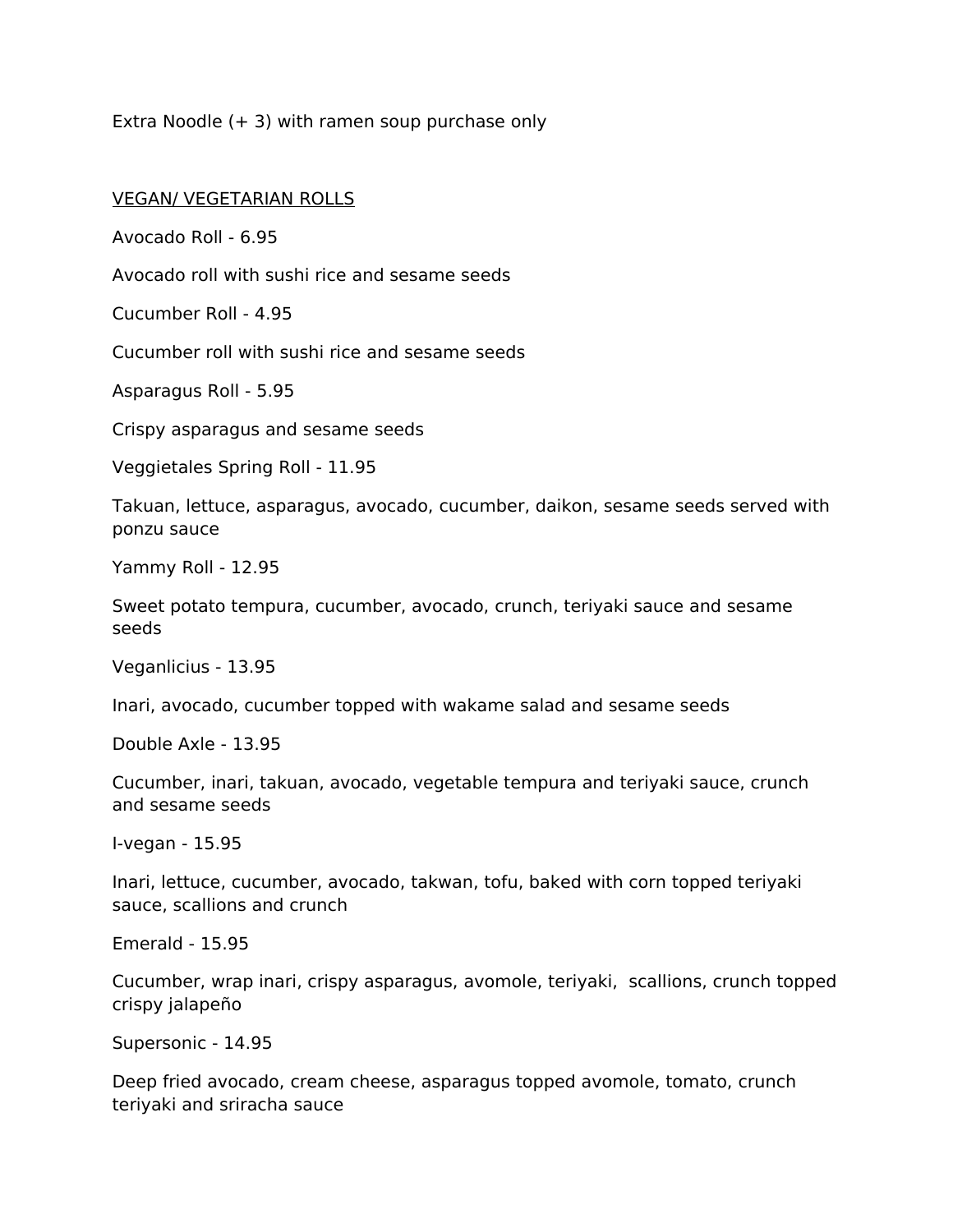Extra Noodle (+ 3) with ramen soup purchase only

<u>VEGAN/ VEGETARIAN ROLLS</u>

Avocado Roll - 6.95

Avocado roll with sushi rice and sesame seeds

Cucumber Roll - 4.95

Cucumber roll with sushi rice and sesame seeds

Asparagus Roll - 5.95

Crispy asparagus and sesame seeds

Veggietales Spring Roll - 11.95

Takuan, lettuce, asparagus, avocado, cucumber, daikon, sesame seeds served with ponzu sauce

Yammy Roll - 12.95

Sweet potato tempura, cucumber, avocado, crunch, teriyaki sauce and sesame seeds

Veganlicius - 13.95

Inari, avocado, cucumber topped with wakame salad and sesame seeds

Double Axle - 13.95

Cucumber, inari, takuan, avocado, vegetable tempura and teriyaki sauce, crunch and sesame seeds

I-vegan - 15.95

Inari, lettuce, cucumber, avocado, takwan, tofu, baked with corn topped teriyaki sauce, scallions and crunch

Emerald - 15.95

Cucumber, wrap inari, crispy asparagus, avomole, teriyaki,  scallions, crunch topped crispy jalapeño

Supersonic - 14.95

Deep fried avocado, cream cheese, asparagus topped avomole, tomato, crunch teriyaki and sriracha sauce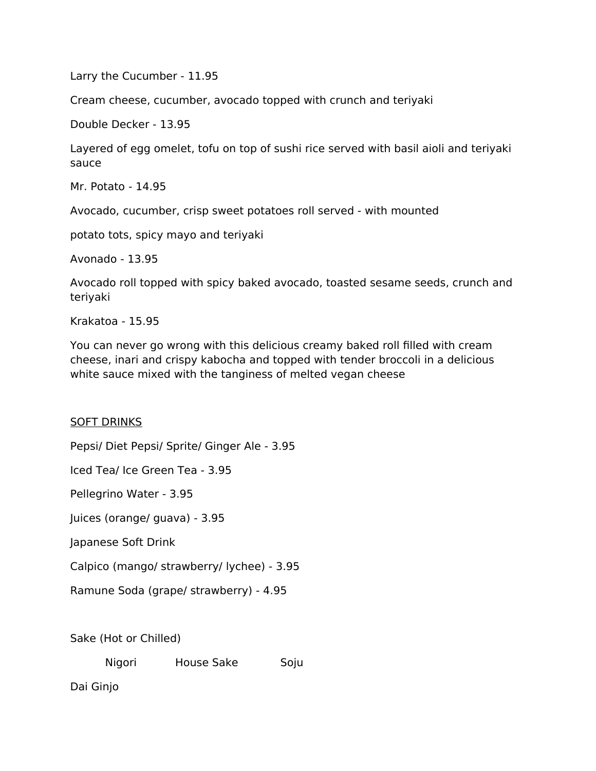Larry the Cucumber - 11.95

Cream cheese, cucumber, avocado topped with crunch and teriyaki

Double Decker - 13.95

Layered of egg omelet, tofu on top of sushi rice served with basil aioli and teriyaki sauce

Mr. Potato - 14.95

Avocado, cucumber, crisp sweet potatoes roll served - with mounted

potato tots, spicy mayo and teriyaki

Avonado - 13.95

Avocado roll topped with spicy baked avocado, toasted sesame seeds, crunch and teriyaki

Krakatoa - 15.95

You can never go wrong with this delicious creamy baked roll filled with cream cheese, inari and crispy kabocha and topped with tender broccoli in a delicious white sauce mixed with the tanginess of melted vegan cheese

<u>SOFT DRINKS</u>

Pepsi/ Diet Pepsi/ Sprite/ Ginger Ale - 3.95

Iced Tea/ Ice Green Tea - 3.95

Pellegrino Water - 3.95

Juices (orange/ guava) - 3.95

Japanese Soft Drink

Calpico (mango/ strawberry/ lychee) - 3.95

Ramune Soda (grape/ strawberry) - 4.95

Sake (Hot or Chilled)

Nigori House Sake Soju

Dai Ginjo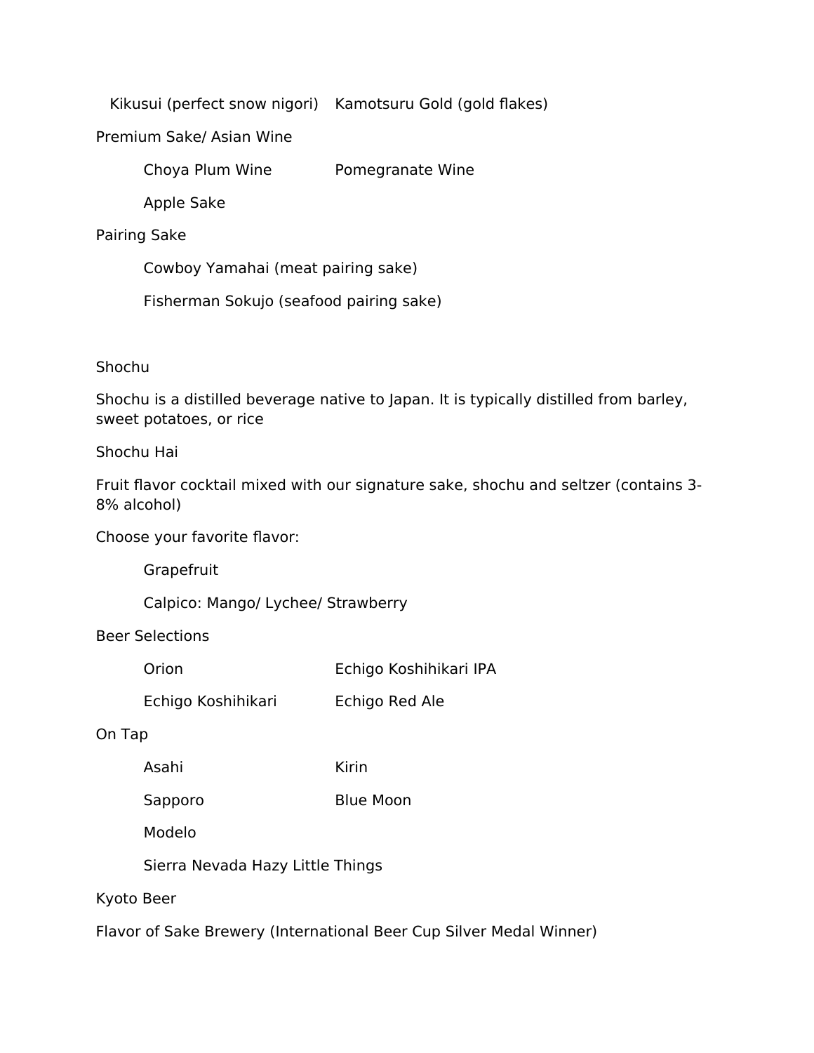Kikusui (perfect snow nigori)    Kamotsuru Gold (gold flakes)

## Premium Sake/ Asian Wine

- Choya Plum Wine
- Pomegranate Wine
- Apple Sake

## Pairing Sake

- Cowboy Yamahai (meat pairing sake)
- Fisherman Sokujo (seafood pairing sake)

## Shochu

Shochu is a distilled beverage native to Japan. It is typically distilled from barley, sweet potatoes, or rice

## Shochu Hai

Fruit flavor cocktail mixed with our signature sake, shochu and seltzer (contains 3-8% alcohol)

Choose your favorite flavor:

- Grapefruit
- Calpico: Mango/ Lychee/ Strawberry

## Beer Selections

- Orion
- Echigo Koshihikari IPA
- Echigo Koshihikari
- Echigo Red Ale

## On Tap

- Asahi
- Kirin
- Sapporo
- Blue Moon
- Modelo
- Sierra Nevada Hazy Little Things

## Kyoto Beer

Flavor of Sake Brewery (International Beer Cup Silver Medal Winner)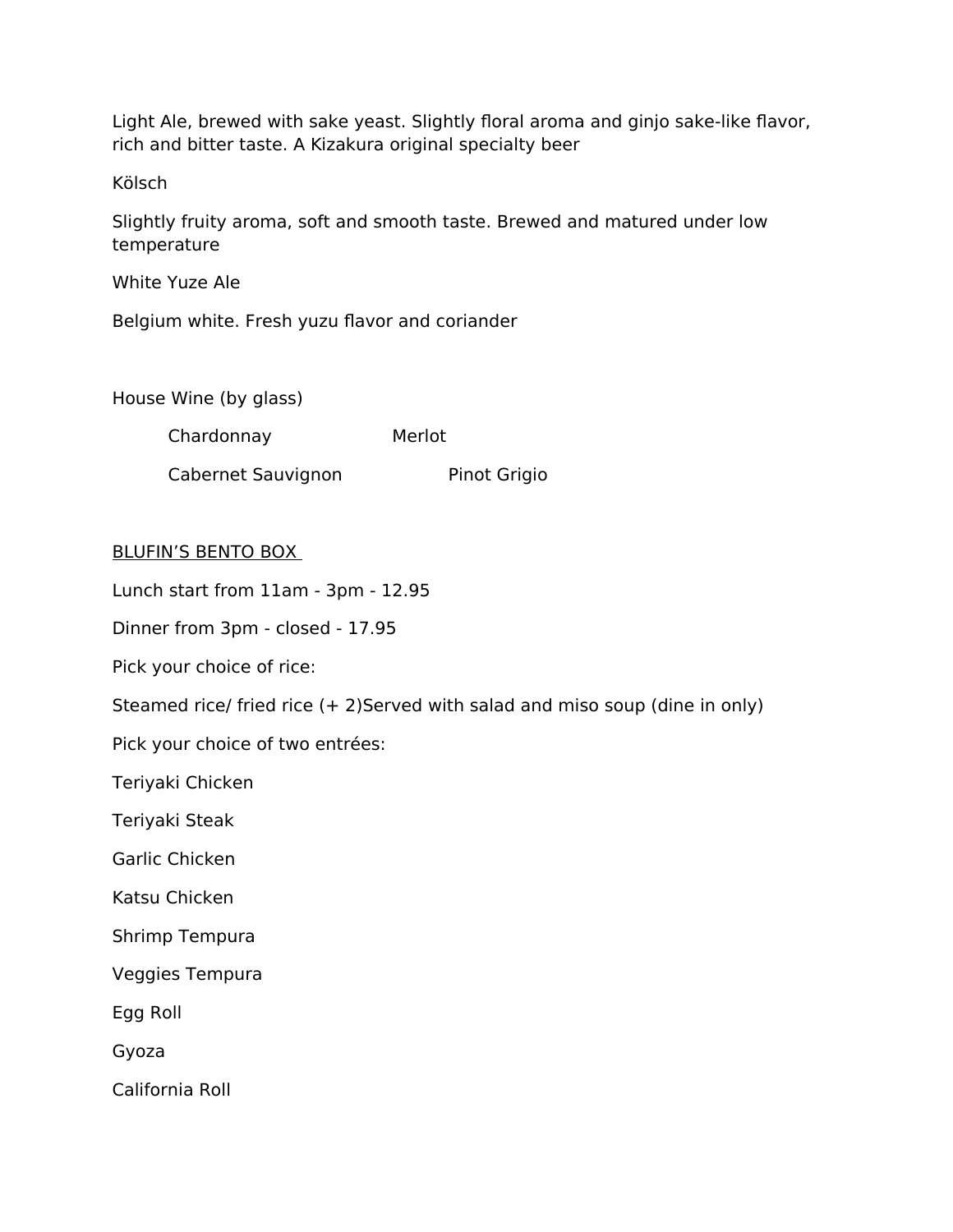Light Ale, brewed with sake yeast. Slightly floral aroma and ginjo sake-like flavor, rich and bitter taste. A Kizakura original specialty beer

Kölsch

Slightly fruity aroma, soft and smooth taste. Brewed and matured under low temperature

White Yuze Ale

Belgium white. Fresh yuzu flavor and coriander

House Wine (by glass)

Chardonnay Merlot

Cabernet Sauvignon Pinot Grigio

<u>BLUFIN'S BENTO BOX</u>

Lunch start from 11am - 3pm - 12.95

Dinner from 3pm - closed - 17.95

Pick your choice of rice:

Steamed rice/ fried rice (+ 2)Served with salad and miso soup (dine in only)

Pick your choice of two entrées:

Teriyaki Chicken

Teriyaki Steak

Garlic Chicken

Katsu Chicken

Shrimp Tempura

Veggies Tempura

Egg Roll

Gyoza

California Roll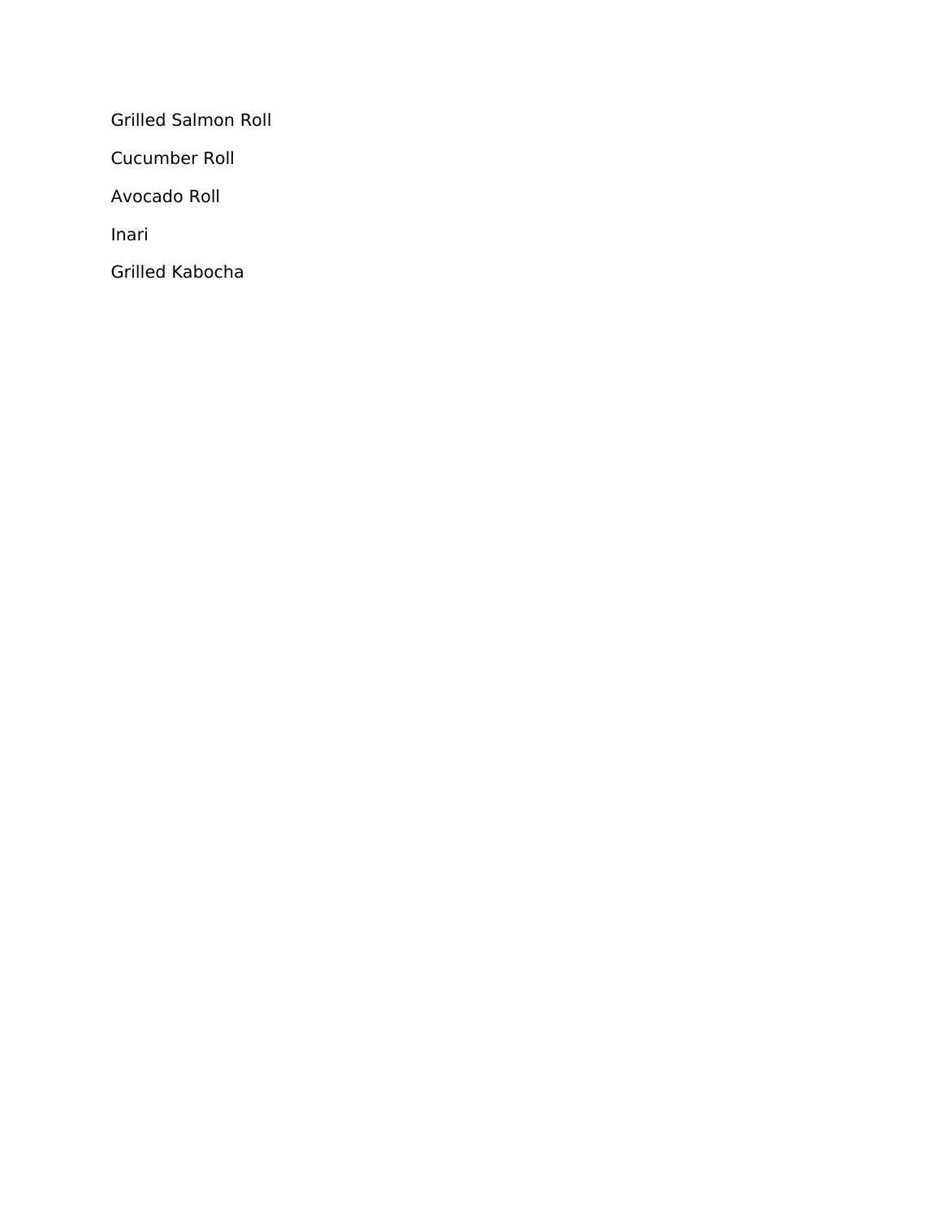Grilled Salmon Roll

Cucumber Roll

Avocado Roll

Inari

Grilled Kabocha